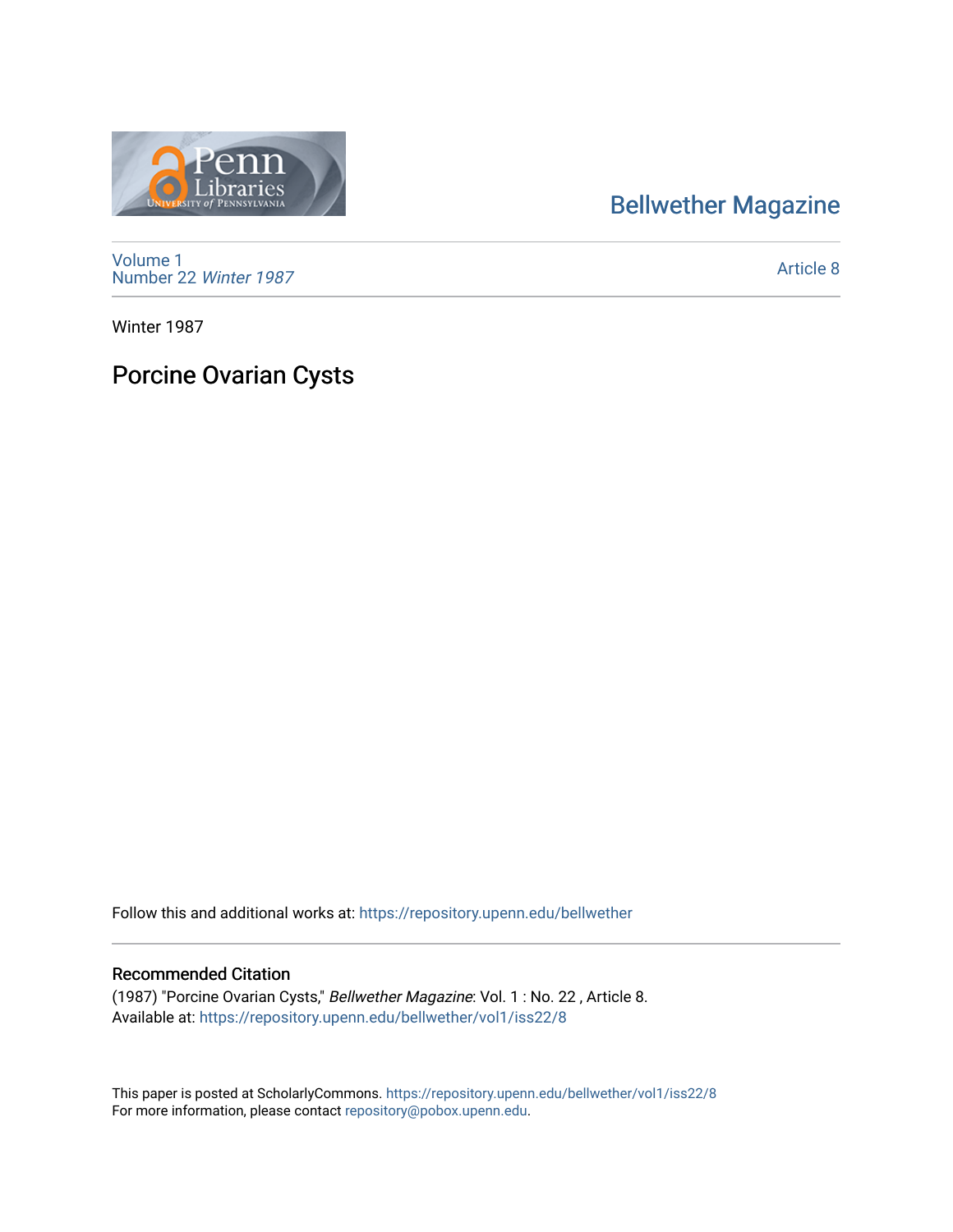Bellwether Magazine

Volume 1
Number 22 *Winter 1987*

Article 8

Winter 1987

# Porcine Ovarian Cysts

Follow this and additional works at: https://repository.upenn.edu/bellwether

## Recommended Citation

(1987) "Porcine Ovarian Cysts," *Bellwether Magazine*: Vol. 1 : No. 22 , Article 8.
Available at: https://repository.upenn.edu/bellwether/vol1/iss22/8

This paper is posted at ScholarlyCommons. https://repository.upenn.edu/bellwether/vol1/iss22/8
For more information, please contact repository@pobox.upenn.edu.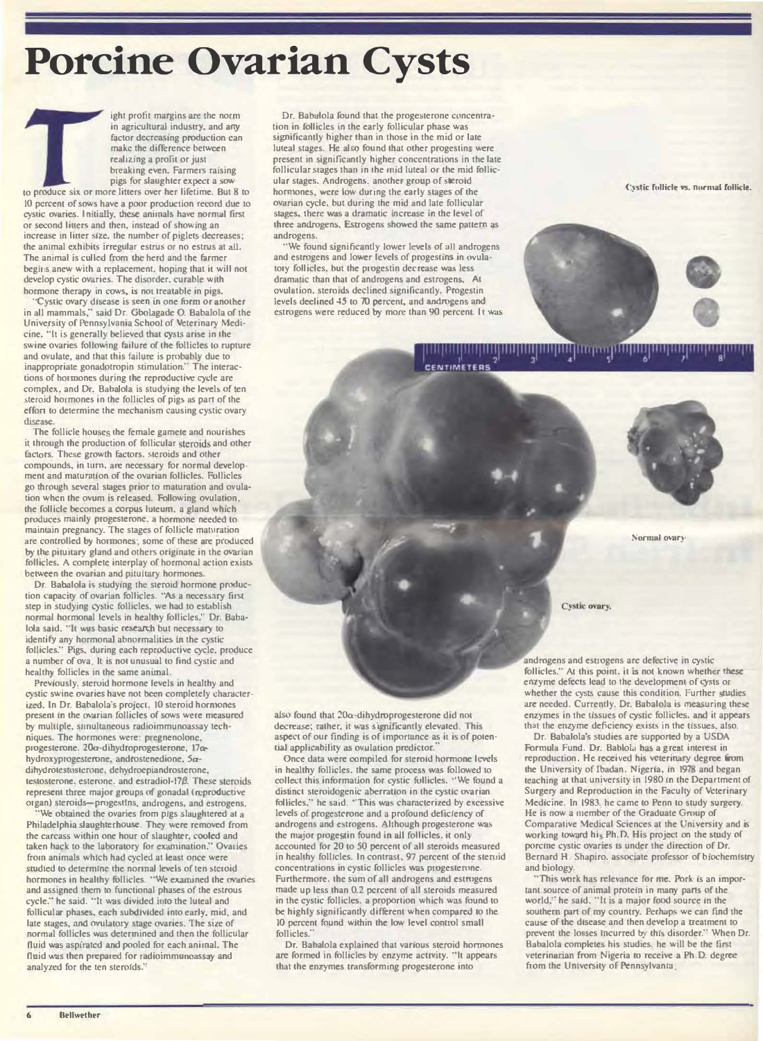# Porcine Ovarian Cysts

Tight profit margins are the norm in agricultural industry, and any factor decreasing production can make the difference between realizing a profit or just breaking even. Farmers raising pigs for slaughter expect a sow to produce six or more litters over her lifetime. But 8 to 10 percent of sows have a poor production record due to cystic ovaries. Initially, these animals have normal first or second litters and then, instead of showing an increase in litter size, the number of piglets decreases; the animal exhibits irregular estrus or no estrus at all. The animal is culled from the herd and the farmer begins anew with a replacement, hoping that it will not develop cystic ovaries. The disorder, curable with hormone therapy in cows, is not treatable in pigs.

"Cystic ovary disease is seen in one form or another in all mammals," said Dr. Gbolagade O. Babalola of the University of Pennsylvania School of Veterinary Medicine. "It is generally believed that cysts arise in the swine ovaries following failure of the follicles to rupture and ovulate, and that this failure is probably due to inappropriate gonadotropin stimulation." The interactions of hormones during the reproductive cycle are complex, and Dr. Babalola is studying the levels of ten steroid hormones in the follicles of pigs as part of the effort to determine the mechanism causing cystic ovary disease.

The follicle houses the female gamete and nourishes it through the production of follicular steroids and other factors. These growth factors, steroids and other compounds, in turn, are necessary for normal development and maturation of the ovarian follicles. Follicles go through several stages prior to maturation and ovulation when the ovum is released. Following ovulation, the follicle becomes a corpus luteum, a gland which produces mainly progesterone, a hormone needed to maintain pregnancy. The stages of follicle maturation are controlled by hormones; some of these are produced by the pituitary gland and others originate in the ovarian follicles. A complete interplay of hormonal action exists between the ovarian and pituitary hormones.

Dr. Babalola is studying the steroid hormone production capacity of ovarian follicles. "As a necessary first step in studying cystic follicles, we had to establish normal hormonal levels in healthy follicles," Dr. Babalola said. "It was basic research but necessary to identify any hormonal abnormalities in the cystic follicles." Pigs, during each reproductive cycle, produce a number of ova. It is not unusual to find cystic and healthy follicles in the same animal.

Previously, steroid hormone levels in healthy and cystic swine ovaries have not been completely characterized. In Dr. Babalola's project, 10 steroid hormones present in the ovarian follicles of sows were measured by multiple, simultaneous radioimmunoassay techniques. The hormones were: pregnenolone, progesterone, 20α-dihydroprogesterone, 17α-hydroxyprogesterone, androstenedione, 5α-dihydrotestosterone, dehydroepiandrosterone, testosterone, esterone, and estradiol-17β. These steroids represent three major groups of gonadal (reproductive organ) steroids—progestins, androgens, and estrogens.

"We obtained the ovaries from pigs slaughtered at a Philadelphia slaughterhouse. They were removed from the carcass within one hour of slaughter, cooled and taken back to the laboratory for examination." Ovaries from animals which had cycled at least once were studied to determine the normal levels of ten steroid hormones in healthy follicles. "We examined the ovaries and assigned them to functional phases of the estrous cycle," he said. "It was divided into the luteal and follicular phases, each subdivided into early, mid, and late stages, and ovulatory stage ovaries. The size of normal follicles was determined and then the follicular fluid was aspirated and pooled for each animal. The fluid was then prepared for radioimmunoassay and analyzed for the ten steroids."

Dr. Babalola found that the progesterone concentration in follicles in the early follicular phase was significantly higher than in those in the mid or late luteal stages. He also found that other progestins were present in significantly higher concentrations in the late follicular stages than in the mid luteal or the mid follicular stages. Androgens, another group of steroid hormones, were low during the early stages of the ovarian cycle, but during the mid and late follicular stages, there was a dramatic increase in the level of three androgens. Estrogens showed the same pattern as androgens.

"We found significantly lower levels of all androgens and estrogens and lower levels of progestins in ovulatory follicles, but the progestin decrease was less dramatic than that of androgens and estrogens. At ovulation, steroids declined significantly. Progestin levels declined 45 to 70 percent, and androgens and estrogens were reduced by more than 90 percent. It was also found that 20α-dihydroprogesterone did not decrease; rather, it was significantly elevated. This aspect of our finding is of importance as it is of potential applicability as ovulation predictor."

Once data were compiled for steroid hormone levels in healthy follicles, the same process was followed to collect this information for cystic follicles. "We found a distinct steroidogenic aberration in the cystic ovarian follicles," he said. "This was characterized by excessive levels of progesterone and a profound deficiency of androgens and estrogens. Although progesterone was the major progestin found in all follicles, it only accounted for 20 to 50 percent of all steroids measured in healthy follicles. In contrast, 97 percent of the steroid concentrations in cystic follicles was progesterone. Furthermore, the sum of all androgens and estrogens made up less than 0.2 percent of all steroids measured in the cystic follicles, a proportion which was found to be highly significantly different when compared to the 10 percent found within the low level control small follicles."

Dr. Babalola explained that various steroid hormones are formed in follicles by enzyme activity. "It appears that the enzymes transforming progesterone into androgens and estrogens are defective in cystic follicles." At this point, it is not known whether these enzyme defects lead to the development of cysts or whether the cysts cause this condition. Further studies are needed. Currently, Dr. Babalola is measuring these enzymes in the tissues of cystic follicles, and it appears that the enzyme deficiency exists in the tissues, also.

Dr. Babalola's studies are supported by a USDA Formula Fund. Dr. Bablola has a great interest in reproduction. He received his veterinary degree from the University of Ibadan, Nigeria, in 1978 and began teaching at that university in 1980 in the Department of Surgery and Reproduction in the Faculty of Veterinary Medicine. In 1983, he came to Penn to study surgery. He is now a member of the Graduate Group of Comparative Medical Sciences at the University and is working toward his Ph.D. His project on the study of porcine cystic ovaries is under the direction of Dr. Bernard H. Shapiro, associate professor of biochemistry and biology.

"This work has relevance for me. Pork is an important source of animal protein in many parts of the world," he said. "It is a major food source in the southern part of my country. Perhaps we can find the cause of the disease and then develop a treatment to prevent the losses incurred by this disorder." When Dr. Babalola completes his studies, he will be the first veterinarian from Nigeria to receive a Ph.D. degree from the University of Pennsylvania.

Cystic follicle vs. normal follicle.

CENTIMETERS

Normal ovary

Cystic ovary.